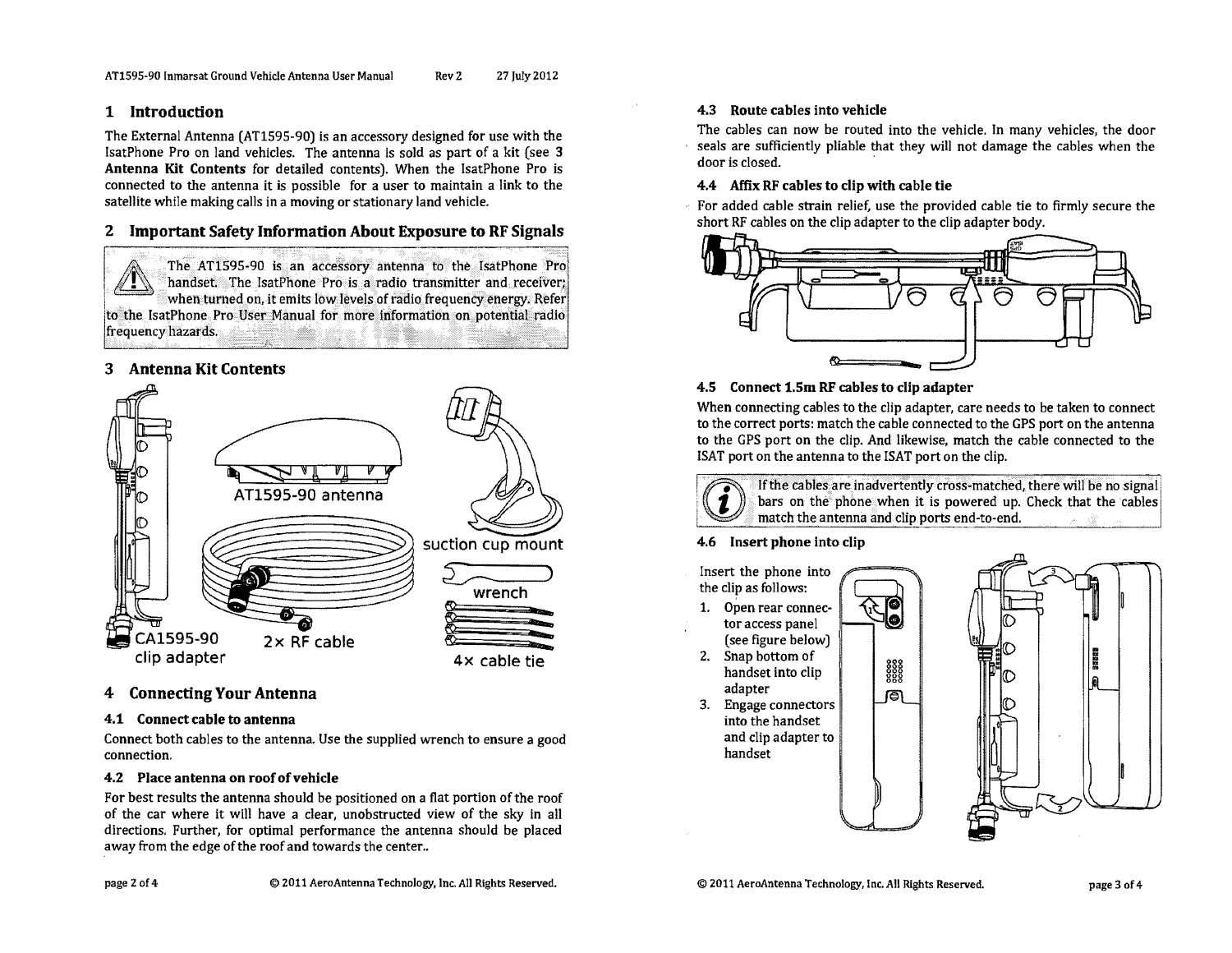## 1 Introduction

The External Antenna (AT1595-90) is an accessory designed for use with the IsatPhone Pro on land vehicles. The antenna is sold as part of a kit (see **3 Antenna Kit Contents** for detailed contents). When the IsatPhone Pro is connected to the antenna it is possible for a user to maintain a link to the satellite while making calls in a moving or stationary land vehicle.

## 2 Important Safety Information About Exposure to RF Signals

The AT1595-90 is an accessory antenna to the IsatPhone Pro handset. The IsatPhone Pro is a radio transmitter and receiver; when turned on, it emits low levels of radio frequency energy. Refer to the IsatPhone Pro User Manual for more information on potential radio frequency hazards.

## 3 Antenna Kit Contents

- AT1595-90 antenna
- suction cup mount
- wrench
- CA1595-90 clip adapter
- 2× RF cable
- 4× cable tie

## 4 Connecting Your Antenna

### 4.1 Connect cable to antenna

Connect both cables to the antenna. Use the supplied wrench to ensure a good connection.

### 4.2 Place antenna on roof of vehicle

For best results the antenna should be positioned on a flat portion of the roof of the car where it will have a clear, unobstructed view of the sky in all directions. Further, for optimal performance the antenna should be placed away from the edge of the roof and towards the center..

### 4.3 Route cables into vehicle

The cables can now be routed into the vehicle. In many vehicles, the door seals are sufficiently pliable that they will not damage the cables when the door is closed.

### 4.4 Affix RF cables to clip with cable tie

For added cable strain relief, use the provided cable tie to firmly secure the short RF cables on the clip adapter to the clip adapter body.

### 4.5 Connect 1.5m RF cables to clip adapter

When connecting cables to the clip adapter, care needs to be taken to connect to the correct ports: match the cable connected to the GPS port on the antenna to the GPS port on the clip. And likewise, match the cable connected to the ISAT port on the antenna to the ISAT port on the clip.

If the cables are inadvertently cross-matched, there will be no signal bars on the phone when it is powered up. Check that the cables match the antenna and clip ports end-to-end.

### 4.6 Insert phone into clip

Insert the phone into the clip as follows:

1. Open rear connector access panel (see figure below)
2. Snap bottom of handset into clip adapter
3. Engage connectors into the handset and clip adapter to handset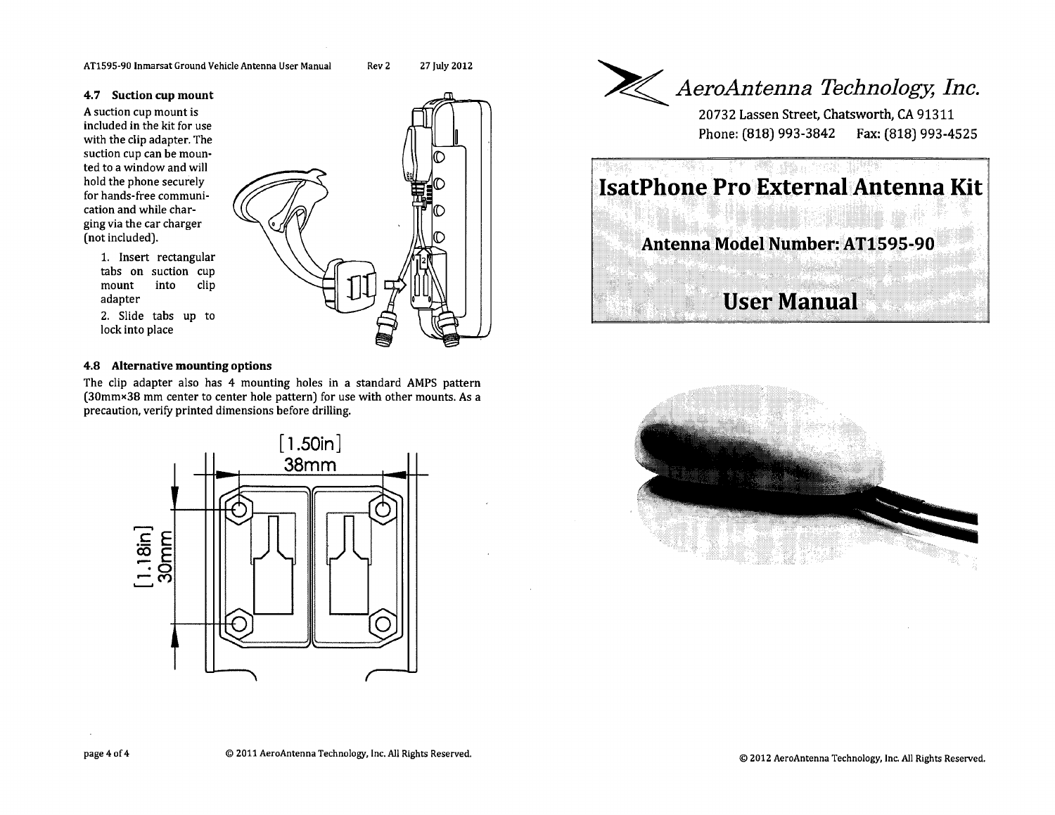### 4.7 Suction cup mount

A suction cup mount is included in the kit for use with the clip adapter. The suction cup can be mounted to a window and will hold the phone securely for hands-free communication and while charging via the car charger (not included).

1. Insert rectangular tabs on suction cup mount into clip adapter
2. Slide tabs up to lock into place

### 4.8 Alternative mounting options

The clip adapter also has 4 mounting holes in a standard AMPS pattern (30mm×38 mm center to center hole pattern) for use with other mounts. As a precaution, verify printed dimensions before drilling.

[1.50in]
38mm

[1.18in]
30mm

# AeroAntenna Technology, Inc.

20732 Lassen Street, Chatsworth, CA 91311
Phone: (818) 993-3842 Fax: (818) 993-4525

# IsatPhone Pro External Antenna Kit

## Antenna Model Number: AT1595-90

## User Manual

© 2012 AeroAntenna Technology, Inc. All Rights Reserved.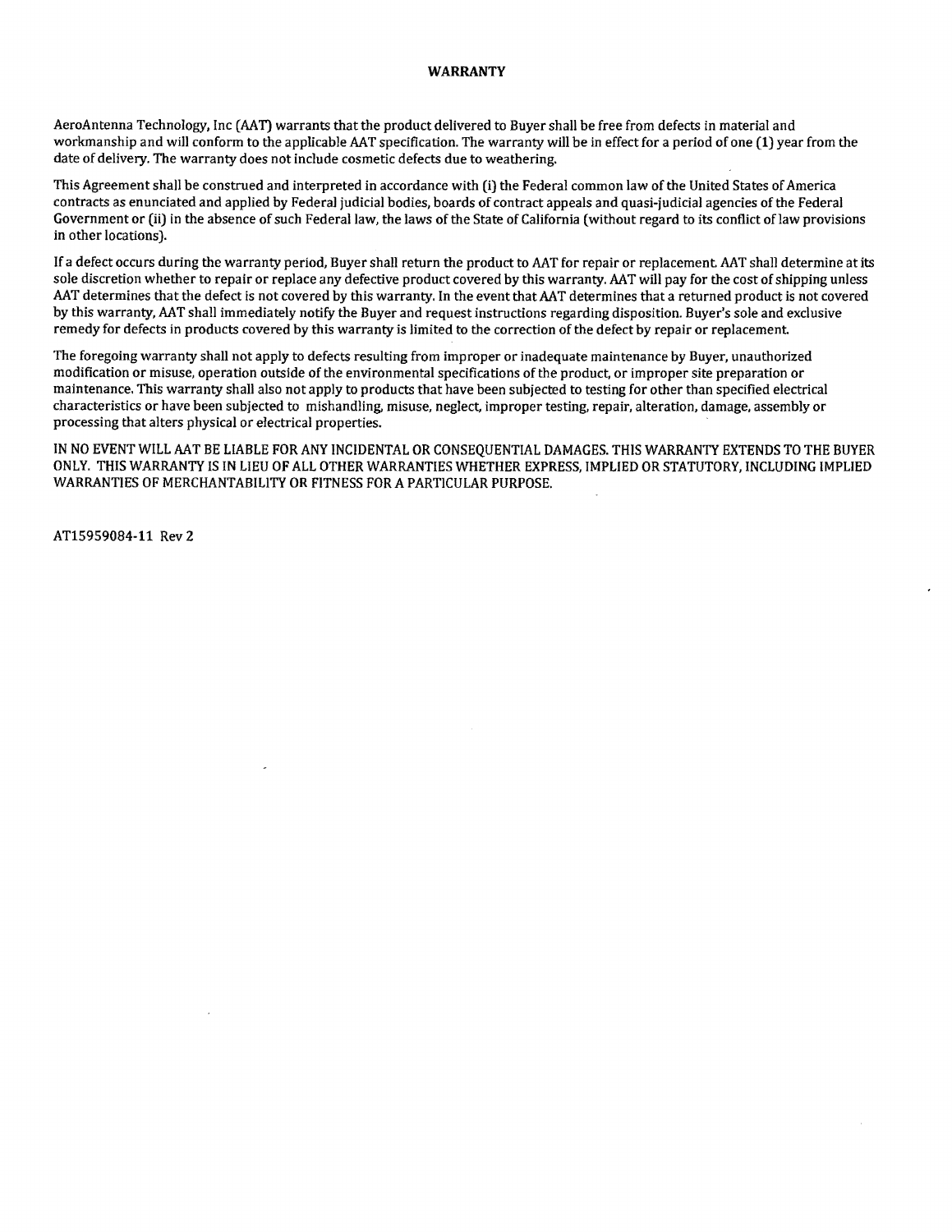# WARRANTY

AeroAntenna Technology, Inc (AAT) warrants that the product delivered to Buyer shall be free from defects in material and workmanship and will conform to the applicable AAT specification. The warranty will be in effect for a period of one (1) year from the date of delivery. The warranty does not include cosmetic defects due to weathering.

This Agreement shall be construed and interpreted in accordance with (i) the Federal common law of the United States of America contracts as enunciated and applied by Federal judicial bodies, boards of contract appeals and quasi-judicial agencies of the Federal Government or (ii) in the absence of such Federal law, the laws of the State of California (without regard to its conflict of law provisions in other locations).

If a defect occurs during the warranty period, Buyer shall return the product to AAT for repair or replacement. AAT shall determine at its sole discretion whether to repair or replace any defective product covered by this warranty. AAT will pay for the cost of shipping unless AAT determines that the defect is not covered by this warranty. In the event that AAT determines that a returned product is not covered by this warranty, AAT shall immediately notify the Buyer and request instructions regarding disposition. Buyer's sole and exclusive remedy for defects in products covered by this warranty is limited to the correction of the defect by repair or replacement.

The foregoing warranty shall not apply to defects resulting from improper or inadequate maintenance by Buyer, unauthorized modification or misuse, operation outside of the environmental specifications of the product, or improper site preparation or maintenance. This warranty shall also not apply to products that have been subjected to testing for other than specified electrical characteristics or have been subjected to mishandling, misuse, neglect, improper testing, repair, alteration, damage, assembly or processing that alters physical or electrical properties.

IN NO EVENT WILL AAT BE LIABLE FOR ANY INCIDENTAL OR CONSEQUENTIAL DAMAGES. THIS WARRANTY EXTENDS TO THE BUYER ONLY. THIS WARRANTY IS IN LIEU OF ALL OTHER WARRANTIES WHETHER EXPRESS, IMPLIED OR STATUTORY, INCLUDING IMPLIED WARRANTIES OF MERCHANTABILITY OR FITNESS FOR A PARTICULAR PURPOSE.

AT15959084-11 Rev 2